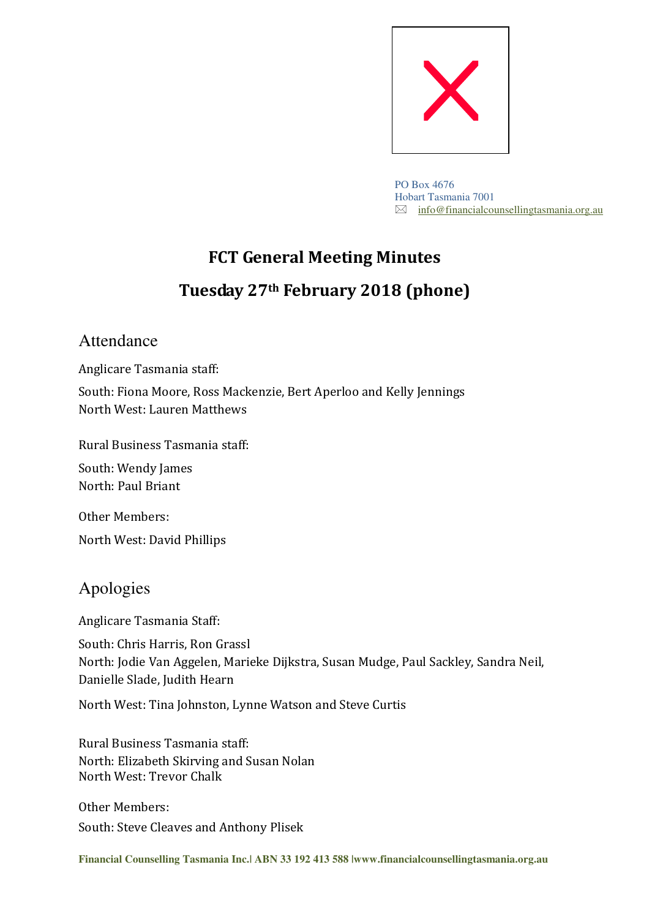PO Box 4676
Hobart Tasmania 7001
info@financialcounsellingtasmania.org.au

# FCT General Meeting Minutes

# Tuesday 27th February 2018 (phone)

## Attendance

Anglicare Tasmania staff:

South: Fiona Moore, Ross Mackenzie, Bert Aperloo and Kelly Jennings
North West: Lauren Matthews

Rural Business Tasmania staff:

South: Wendy James
North: Paul Briant

Other Members:

North West: David Phillips

## Apologies

Anglicare Tasmania Staff:

South: Chris Harris, Ron Grassl
North: Jodie Van Aggelen, Marieke Dijkstra, Susan Mudge, Paul Sackley, Sandra Neil, Danielle Slade, Judith Hearn

North West: Tina Johnston, Lynne Watson and Steve Curtis

Rural Business Tasmania staff:
North: Elizabeth Skirving and Susan Nolan
North West: Trevor Chalk

Other Members:

South: Steve Cleaves and Anthony Plisek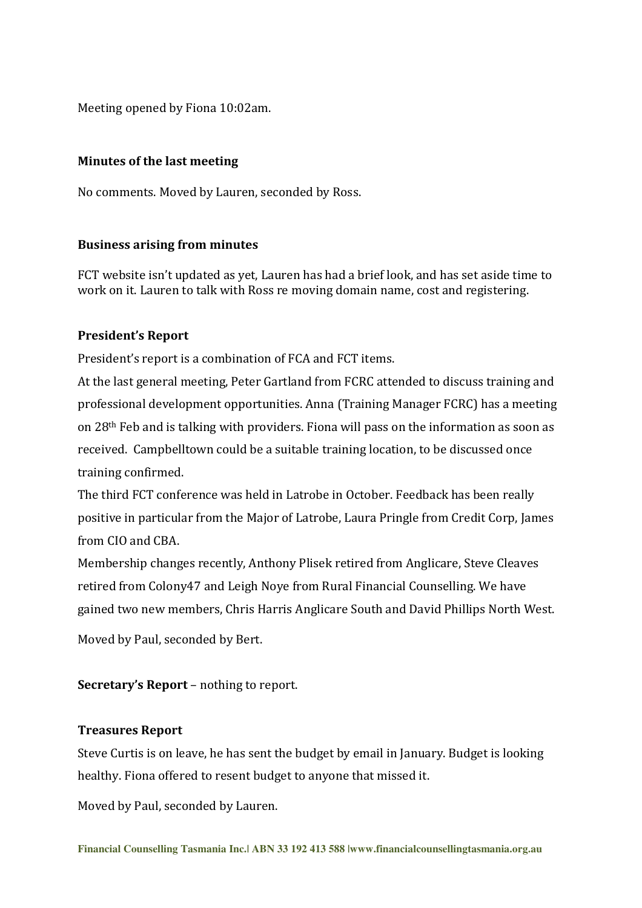Meeting opened by Fiona 10:02am.

**Minutes of the last meeting**

No comments. Moved by Lauren, seconded by Ross.

**Business arising from minutes**

FCT website isn't updated as yet, Lauren has had a brief look, and has set aside time to work on it. Lauren to talk with Ross re moving domain name, cost and registering.

**President's Report**

President's report is a combination of FCA and FCT items.

At the last general meeting, Peter Gartland from FCRC attended to discuss training and professional development opportunities. Anna (Training Manager FCRC) has a meeting on 28th Feb and is talking with providers. Fiona will pass on the information as soon as received. Campbelltown could be a suitable training location, to be discussed once training confirmed.

The third FCT conference was held in Latrobe in October. Feedback has been really positive in particular from the Major of Latrobe, Laura Pringle from Credit Corp, James from CIO and CBA.

Membership changes recently, Anthony Plisek retired from Anglicare, Steve Cleaves retired from Colony47 and Leigh Noye from Rural Financial Counselling. We have gained two new members, Chris Harris Anglicare South and David Phillips North West.

Moved by Paul, seconded by Bert.

**Secretary's Report** – nothing to report.

**Treasures Report**

Steve Curtis is on leave, he has sent the budget by email in January. Budget is looking healthy. Fiona offered to resent budget to anyone that missed it.

Moved by Paul, seconded by Lauren.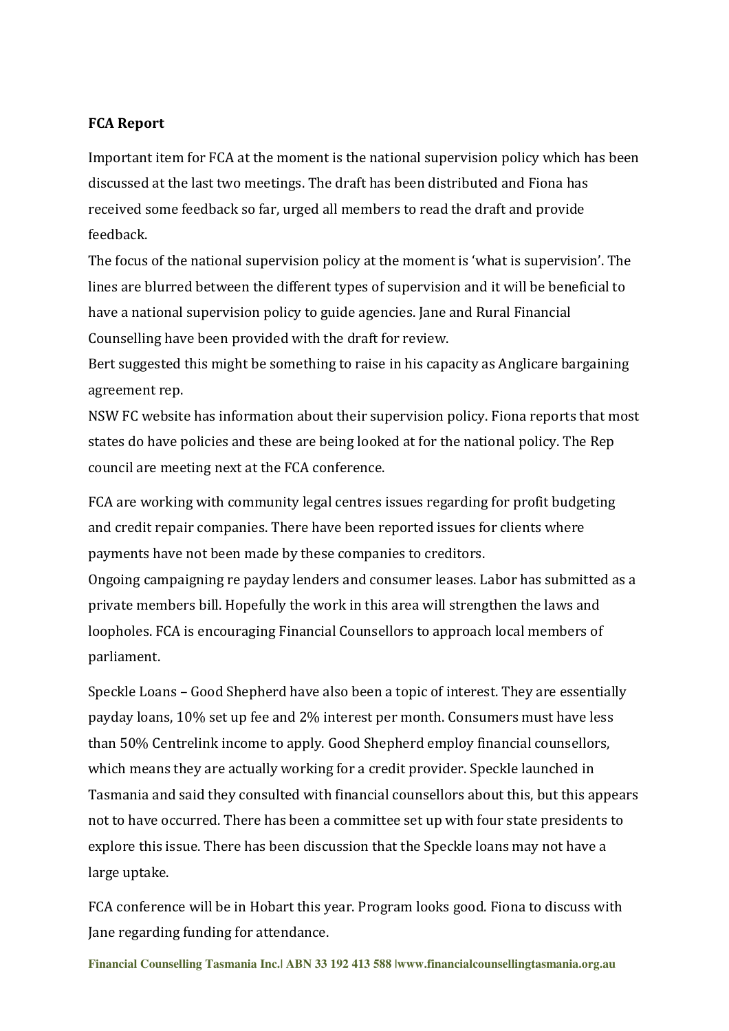**FCA Report**

Important item for FCA at the moment is the national supervision policy which has been discussed at the last two meetings. The draft has been distributed and Fiona has received some feedback so far, urged all members to read the draft and provide feedback.

The focus of the national supervision policy at the moment is 'what is supervision'. The lines are blurred between the different types of supervision and it will be beneficial to have a national supervision policy to guide agencies. Jane and Rural Financial Counselling have been provided with the draft for review.

Bert suggested this might be something to raise in his capacity as Anglicare bargaining agreement rep.

NSW FC website has information about their supervision policy. Fiona reports that most states do have policies and these are being looked at for the national policy. The Rep council are meeting next at the FCA conference.

FCA are working with community legal centres issues regarding for profit budgeting and credit repair companies. There have been reported issues for clients where payments have not been made by these companies to creditors.

Ongoing campaigning re payday lenders and consumer leases. Labor has submitted as a private members bill. Hopefully the work in this area will strengthen the laws and loopholes. FCA is encouraging Financial Counsellors to approach local members of parliament.

Speckle Loans – Good Shepherd have also been a topic of interest. They are essentially payday loans, 10% set up fee and 2% interest per month. Consumers must have less than 50% Centrelink income to apply. Good Shepherd employ financial counsellors, which means they are actually working for a credit provider. Speckle launched in Tasmania and said they consulted with financial counsellors about this, but this appears not to have occurred. There has been a committee set up with four state presidents to explore this issue. There has been discussion that the Speckle loans may not have a large uptake.

FCA conference will be in Hobart this year. Program looks good. Fiona to discuss with Jane regarding funding for attendance.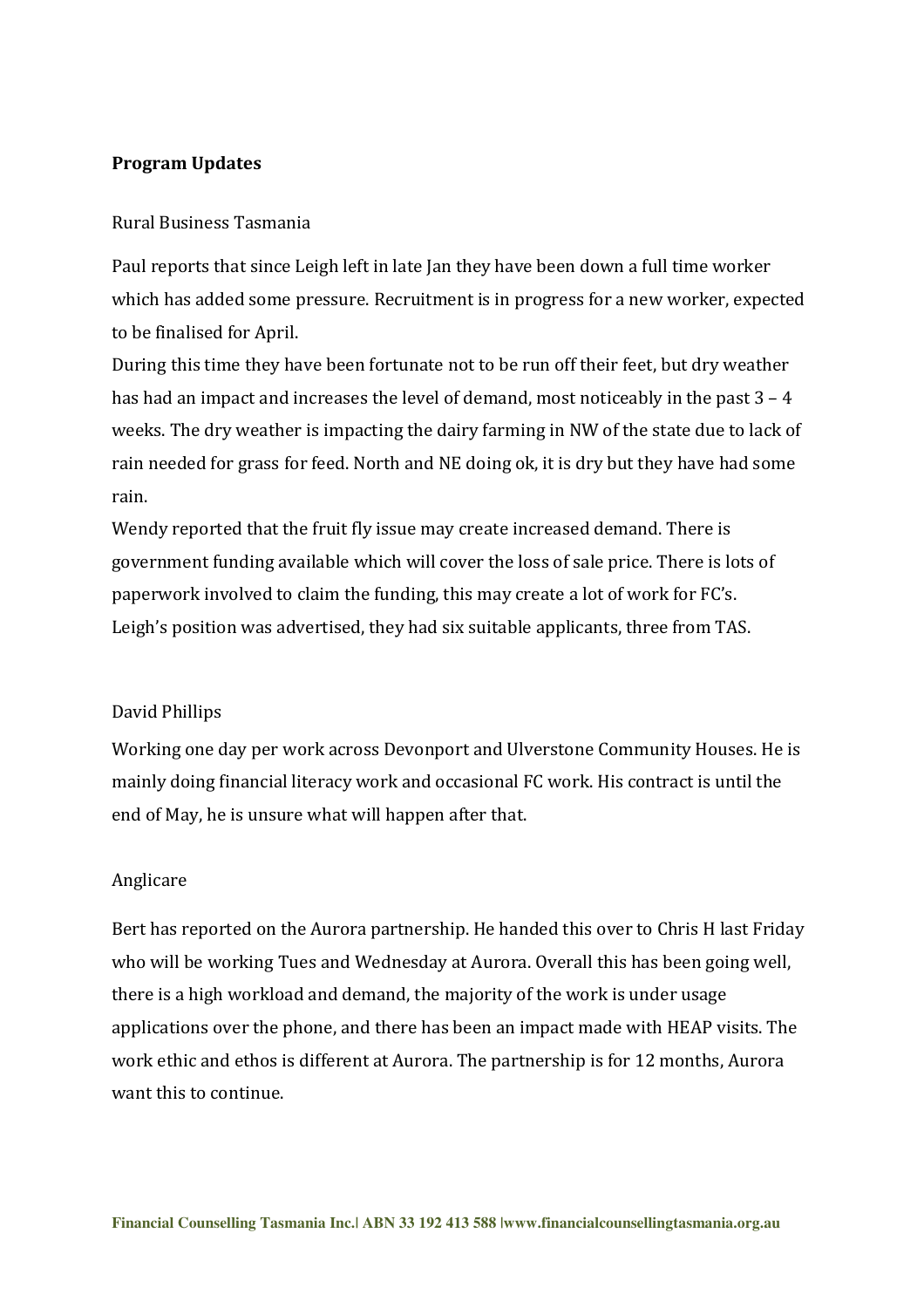**Program Updates**

Rural Business Tasmania

Paul reports that since Leigh left in late Jan they have been down a full time worker which has added some pressure. Recruitment is in progress for a new worker, expected to be finalised for April.
During this time they have been fortunate not to be run off their feet, but dry weather has had an impact and increases the level of demand, most noticeably in the past 3 – 4 weeks. The dry weather is impacting the dairy farming in NW of the state due to lack of rain needed for grass for feed. North and NE doing ok, it is dry but they have had some rain.
Wendy reported that the fruit fly issue may create increased demand. There is government funding available which will cover the loss of sale price. There is lots of paperwork involved to claim the funding, this may create a lot of work for FC's.
Leigh's position was advertised, they had six suitable applicants, three from TAS.

David Phillips

Working one day per work across Devonport and Ulverstone Community Houses. He is mainly doing financial literacy work and occasional FC work. His contract is until the end of May, he is unsure what will happen after that.

Anglicare

Bert has reported on the Aurora partnership. He handed this over to Chris H last Friday who will be working Tues and Wednesday at Aurora. Overall this has been going well, there is a high workload and demand, the majority of the work is under usage applications over the phone, and there has been an impact made with HEAP visits. The work ethic and ethos is different at Aurora. The partnership is for 12 months, Aurora want this to continue.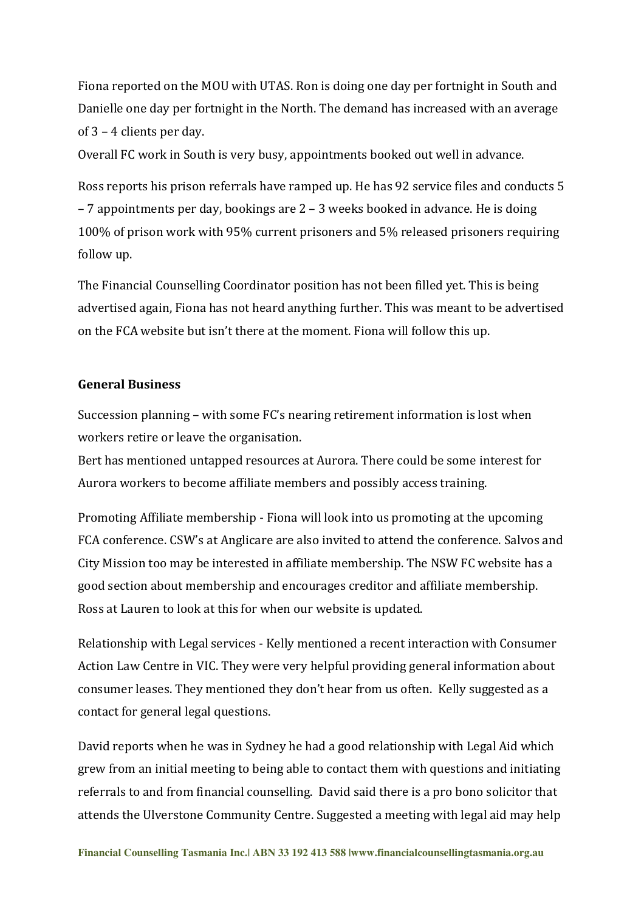Fiona reported on the MOU with UTAS. Ron is doing one day per fortnight in South and Danielle one day per fortnight in the North. The demand has increased with an average of 3 – 4 clients per day.
Overall FC work in South is very busy, appointments booked out well in advance.

Ross reports his prison referrals have ramped up. He has 92 service files and conducts 5 – 7 appointments per day, bookings are 2 – 3 weeks booked in advance. He is doing 100% of prison work with 95% current prisoners and 5% released prisoners requiring follow up.

The Financial Counselling Coordinator position has not been filled yet. This is being advertised again, Fiona has not heard anything further. This was meant to be advertised on the FCA website but isn't there at the moment. Fiona will follow this up.

**General Business**

Succession planning – with some FC's nearing retirement information is lost when workers retire or leave the organisation.
Bert has mentioned untapped resources at Aurora. There could be some interest for Aurora workers to become affiliate members and possibly access training.

Promoting Affiliate membership - Fiona will look into us promoting at the upcoming FCA conference. CSW's at Anglicare are also invited to attend the conference. Salvos and City Mission too may be interested in affiliate membership. The NSW FC website has a good section about membership and encourages creditor and affiliate membership. Ross at Lauren to look at this for when our website is updated.

Relationship with Legal services - Kelly mentioned a recent interaction with Consumer Action Law Centre in VIC. They were very helpful providing general information about consumer leases. They mentioned they don't hear from us often. Kelly suggested as a contact for general legal questions.

David reports when he was in Sydney he had a good relationship with Legal Aid which grew from an initial meeting to being able to contact them with questions and initiating referrals to and from financial counselling. David said there is a pro bono solicitor that attends the Ulverstone Community Centre. Suggested a meeting with legal aid may help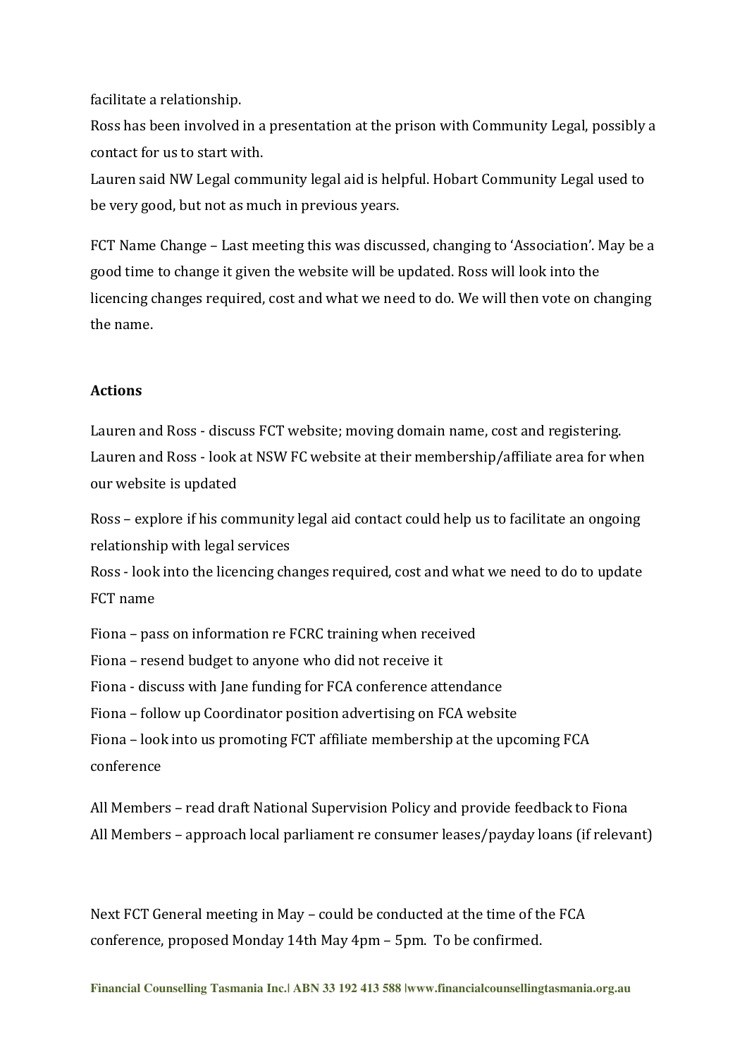facilitate a relationship.

Ross has been involved in a presentation at the prison with Community Legal, possibly a contact for us to start with.

Lauren said NW Legal community legal aid is helpful. Hobart Community Legal used to be very good, but not as much in previous years.

FCT Name Change – Last meeting this was discussed, changing to 'Association'. May be a good time to change it given the website will be updated. Ross will look into the licencing changes required, cost and what we need to do. We will then vote on changing the name.

**Actions**

Lauren and Ross - discuss FCT website; moving domain name, cost and registering.
Lauren and Ross - look at NSW FC website at their membership/affiliate area for when our website is updated

Ross – explore if his community legal aid contact could help us to facilitate an ongoing relationship with legal services
Ross - look into the licencing changes required, cost and what we need to do to update FCT name

Fiona – pass on information re FCRC training when received
Fiona – resend budget to anyone who did not receive it
Fiona - discuss with Jane funding for FCA conference attendance
Fiona – follow up Coordinator position advertising on FCA website
Fiona – look into us promoting FCT affiliate membership at the upcoming FCA conference

All Members – read draft National Supervision Policy and provide feedback to Fiona
All Members – approach local parliament re consumer leases/payday loans (if relevant)

Next FCT General meeting in May – could be conducted at the time of the FCA conference, proposed Monday 14th May 4pm – 5pm. To be confirmed.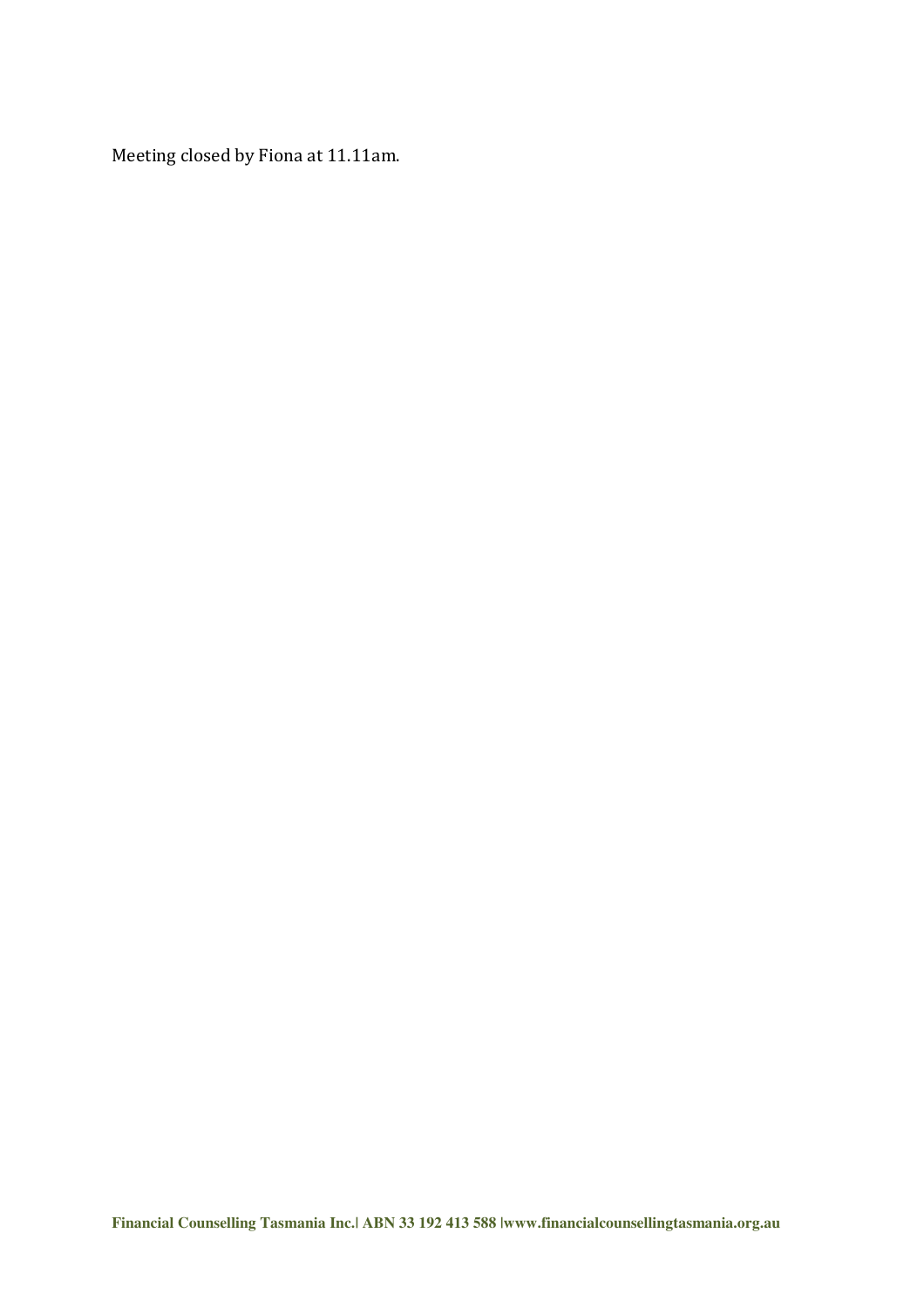Meeting closed by Fiona at 11.11am.